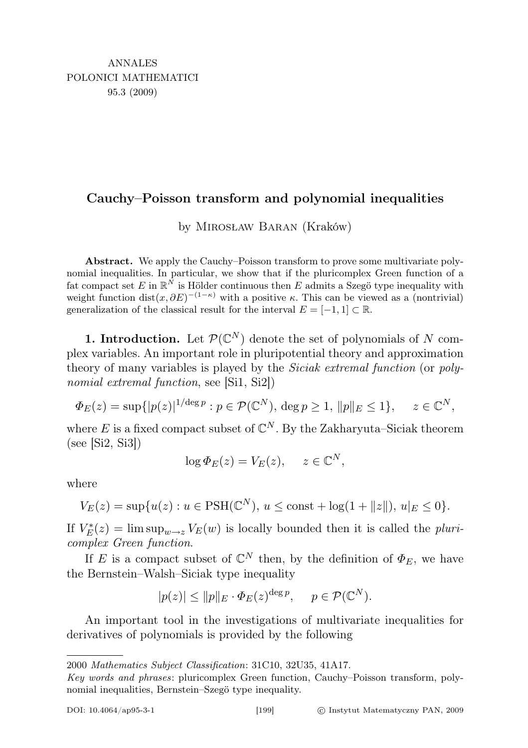# Cauchy–Poisson transform and polynomial inequalities

by Mirosław Baran (Kraków)

**Abstract.** We apply the Cauchy–Poisson transform to prove some multivariate polynomial inequalities. In particular, we show that if the pluricomplex Green function of a fat compact set $E$ in $\mathbb{R}^N$ is Hölder continuous then $E$ admits a Szegö type inequality with weight function $\operatorname{dist}(x, \partial E)^{-(1-\kappa)}$ with a positive $\kappa$. This can be viewed as a (nontrivial) generalization of the classical result for the interval $E = [-1, 1] \subset \mathbb{R}$.

**1. Introduction.** Let $\mathcal{P}(\mathbb{C}^N)$ denote the set of polynomials of $N$ complex variables. An important role in pluripotential theory and approximation theory of many variables is played by the *Siciak extremal function* (or *polynomial extremal function*, see [Si1, Si2])

$$\Phi_E(z) = \sup\{|p(z)|^{1/\deg p} : p \in \mathcal{P}(\mathbb{C}^N),\ \deg p \geq 1,\ \|p\|_E \leq 1\}, \quad z \in \mathbb{C}^N,$$

where $E$ is a fixed compact subset of $\mathbb{C}^N$. By the Zakharyuta–Siciak theorem (see [Si2, Si3])

$$\log \Phi_E(z) = V_E(z), \quad z \in \mathbb{C}^N,$$

where

$$V_E(z) = \sup\{u(z) : u \in \mathrm{PSH}(\mathbb{C}^N),\ u \leq \mathrm{const} + \log(1 + \|z\|),\ u|_E \leq 0\}.$$

If $V_E^*(z) = \limsup_{w \to z} V_E(w)$ is locally bounded then it is called the *pluricomplex Green function*.

If $E$ is a compact subset of $\mathbb{C}^N$ then, by the definition of $\Phi_E$, we have the Bernstein–Walsh–Siciak type inequality

$$|p(z)| \leq \|p\|_E \cdot \Phi_E(z)^{\deg p}, \quad p \in \mathcal{P}(\mathbb{C}^N).$$

An important tool in the investigations of multivariate inequalities for derivatives of polynomials is provided by the following

2000 *Mathematics Subject Classification*: 31C10, 32U35, 41A17.

*Key words and phrases*: pluricomplex Green function, Cauchy–Poisson transform, polynomial inequalities, Bernstein–Szegö type inequality.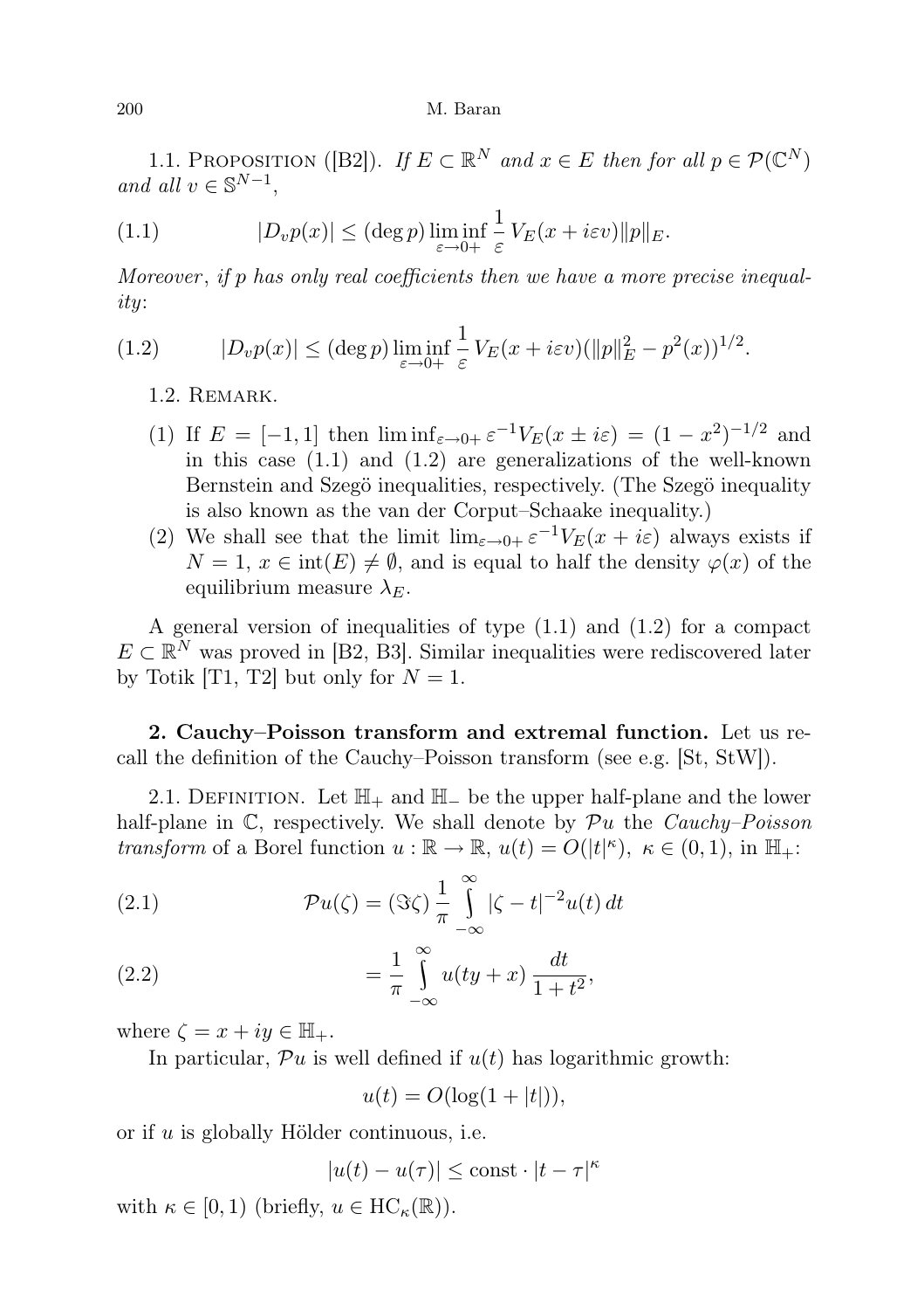1.1. Proposition ([B2]). *If $E \subset \mathbb{R}^N$ and $x \in E$ then for all $p \in \mathcal{P}(\mathbb{C}^N)$ and all $v \in \mathbb{S}^{N-1}$,*

$$|D_v p(x)| \le (\deg p) \liminf_{\varepsilon \to 0+} \frac{1}{\varepsilon} V_E(x + i\varepsilon v) \|p\|_E. \tag{1.1}$$

*Moreover, if $p$ has only real coefficients then we have a more precise inequality*:

$$|D_v p(x)| \le (\deg p) \liminf_{\varepsilon \to 0+} \frac{1}{\varepsilon} V_E(x + i\varepsilon v) (\|p\|_E^2 - p^2(x))^{1/2}. \tag{1.2}$$

1.2. Remark.

1. If $E = [-1, 1]$ then $\liminf_{\varepsilon \to 0+} \varepsilon^{-1} V_E(x \pm i\varepsilon) = (1 - x^2)^{-1/2}$ and in this case (1.1) and (1.2) are generalizations of the well-known Bernstein and Szegö inequalities, respectively. (The Szegö inequality is also known as the van der Corput–Schaake inequality.)
2. We shall see that the limit $\lim_{\varepsilon \to 0+} \varepsilon^{-1} V_E(x + i\varepsilon)$ always exists if $N = 1$, $x \in \operatorname{int}(E) \neq \emptyset$, and is equal to half the density $\varphi(x)$ of the equilibrium measure $\lambda_E$.

A general version of inequalities of type (1.1) and (1.2) for a compact $E \subset \mathbb{R}^N$ was proved in [B2, B3]. Similar inequalities were rediscovered later by Totik [T1, T2] but only for $N = 1$.

**2. Cauchy–Poisson transform and extremal function.** Let us recall the definition of the Cauchy–Poisson transform (see e.g. [St, StW]).

2.1. Definition. Let $\mathbb{H}_+$ and $\mathbb{H}_-$ be the upper half-plane and the lower half-plane in $\mathbb{C}$, respectively. We shall denote by $\mathcal{P}u$ the *Cauchy–Poisson transform* of a Borel function $u : \mathbb{R} \to \mathbb{R}$, $u(t) = O(|t|^\kappa)$, $\kappa \in (0, 1)$, in $\mathbb{H}_+$:

$$\mathcal{P}u(\zeta) = (\Im \zeta) \frac{1}{\pi} \int_{-\infty}^{\infty} |\zeta - t|^{-2} u(t)\, dt \tag{2.1}$$

$$= \frac{1}{\pi} \int_{-\infty}^{\infty} u(ty + x) \frac{dt}{1 + t^2}, \tag{2.2}$$

where $\zeta = x + iy \in \mathbb{H}_+$.

In particular, $\mathcal{P}u$ is well defined if $u(t)$ has logarithmic growth:

$$u(t) = O(\log(1 + |t|)),$$

or if $u$ is globally Hölder continuous, i.e.

$$|u(t) - u(\tau)| \le \text{const} \cdot |t - \tau|^\kappa$$

with $\kappa \in [0, 1)$ (briefly, $u \in \mathrm{HC}_\kappa(\mathbb{R})$).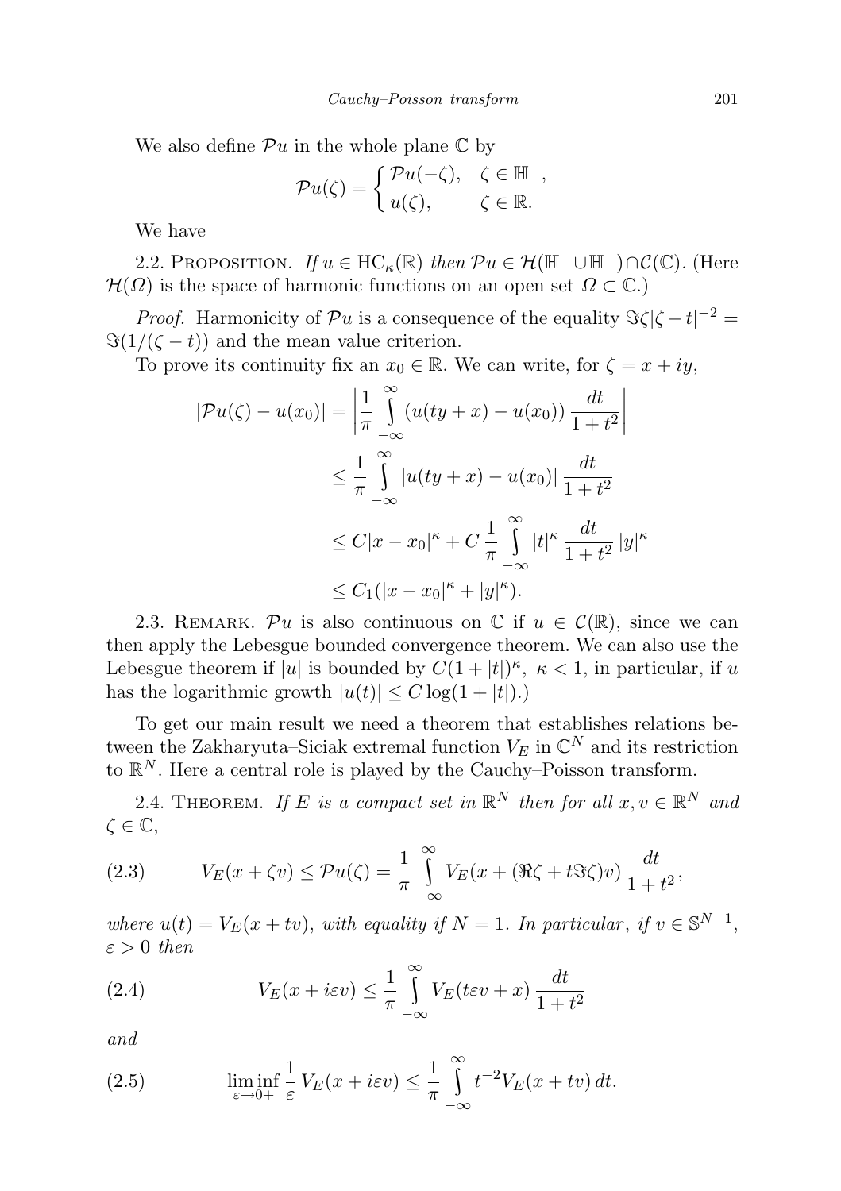We also define $\mathcal{P}u$ in the whole plane $\mathbb{C}$ by

$$\mathcal{P}u(\zeta) = \begin{cases} \mathcal{P}u(-\zeta), & \zeta \in \mathbb{H}_-, \\ u(\zeta), & \zeta \in \mathbb{R}. \end{cases}$$

We have

2.2. Proposition. *If $u \in \mathrm{HC}_\kappa(\mathbb{R})$ then $\mathcal{P}u \in \mathcal{H}(\mathbb{H}_+ \cup \mathbb{H}_-) \cap \mathcal{C}(\mathbb{C})$.* (Here $\mathcal{H}(\Omega)$ is the space of harmonic functions on an open set $\Omega \subset \mathbb{C}$.)

*Proof.* Harmonicity of $\mathcal{P}u$ is a consequence of the equality $\Im\zeta|\zeta - t|^{-2} = \Im(1/(\zeta - t))$ and the mean value criterion.

To prove its continuity fix an $x_0 \in \mathbb{R}$. We can write, for $\zeta = x + iy$,

$$\begin{aligned}
|\mathcal{P}u(\zeta) - u(x_0)| &= \left| \frac{1}{\pi} \int_{-\infty}^{\infty} (u(ty + x) - u(x_0)) \frac{dt}{1+t^2} \right| \\
&\le \frac{1}{\pi} \int_{-\infty}^{\infty} |u(ty + x) - u(x_0)| \frac{dt}{1+t^2} \\
&\le C|x - x_0|^\kappa + C \frac{1}{\pi} \int_{-\infty}^{\infty} |t|^\kappa \frac{dt}{1+t^2} |y|^\kappa \\
&\le C_1(|x - x_0|^\kappa + |y|^\kappa).
\end{aligned}$$

2.3. Remark. $\mathcal{P}u$ is also continuous on $\mathbb{C}$ if $u \in \mathcal{C}(\mathbb{R})$, since we can then apply the Lebesgue bounded convergence theorem. We can also use the Lebesgue theorem if $|u|$ is bounded by $C(1 + |t|)^\kappa$, $\kappa < 1$, in particular, if $u$ has the logarithmic growth $|u(t)| \le C \log(1 + |t|)$.)

To get our main result we need a theorem that establishes relations between the Zakharyuta–Siciak extremal function $V_E$ in $\mathbb{C}^N$ and its restriction to $\mathbb{R}^N$. Here a central role is played by the Cauchy–Poisson transform.

2.4. Theorem. *If $E$ is a compact set in $\mathbb{R}^N$ then for all $x, v \in \mathbb{R}^N$ and $\zeta \in \mathbb{C}$,*

$$V_E(x + \zeta v) \le \mathcal{P}u(\zeta) = \frac{1}{\pi} \int_{-\infty}^{\infty} V_E(x + (\Re\zeta + t\Im\zeta)v) \frac{dt}{1+t^2}, \tag{2.3}$$

*where $u(t) = V_E(x + tv)$, with equality if $N = 1$. In particular, if $v \in \mathbb{S}^{N-1}$, $\varepsilon > 0$ then*

$$V_E(x + i\varepsilon v) \le \frac{1}{\pi} \int_{-\infty}^{\infty} V_E(t\varepsilon v + x) \frac{dt}{1+t^2} \tag{2.4}$$

*and*

$$\liminf_{\varepsilon \to 0+} \frac{1}{\varepsilon} V_E(x + i\varepsilon v) \le \frac{1}{\pi} \int_{-\infty}^{\infty} t^{-2} V_E(x + tv)\, dt. \tag{2.5}$$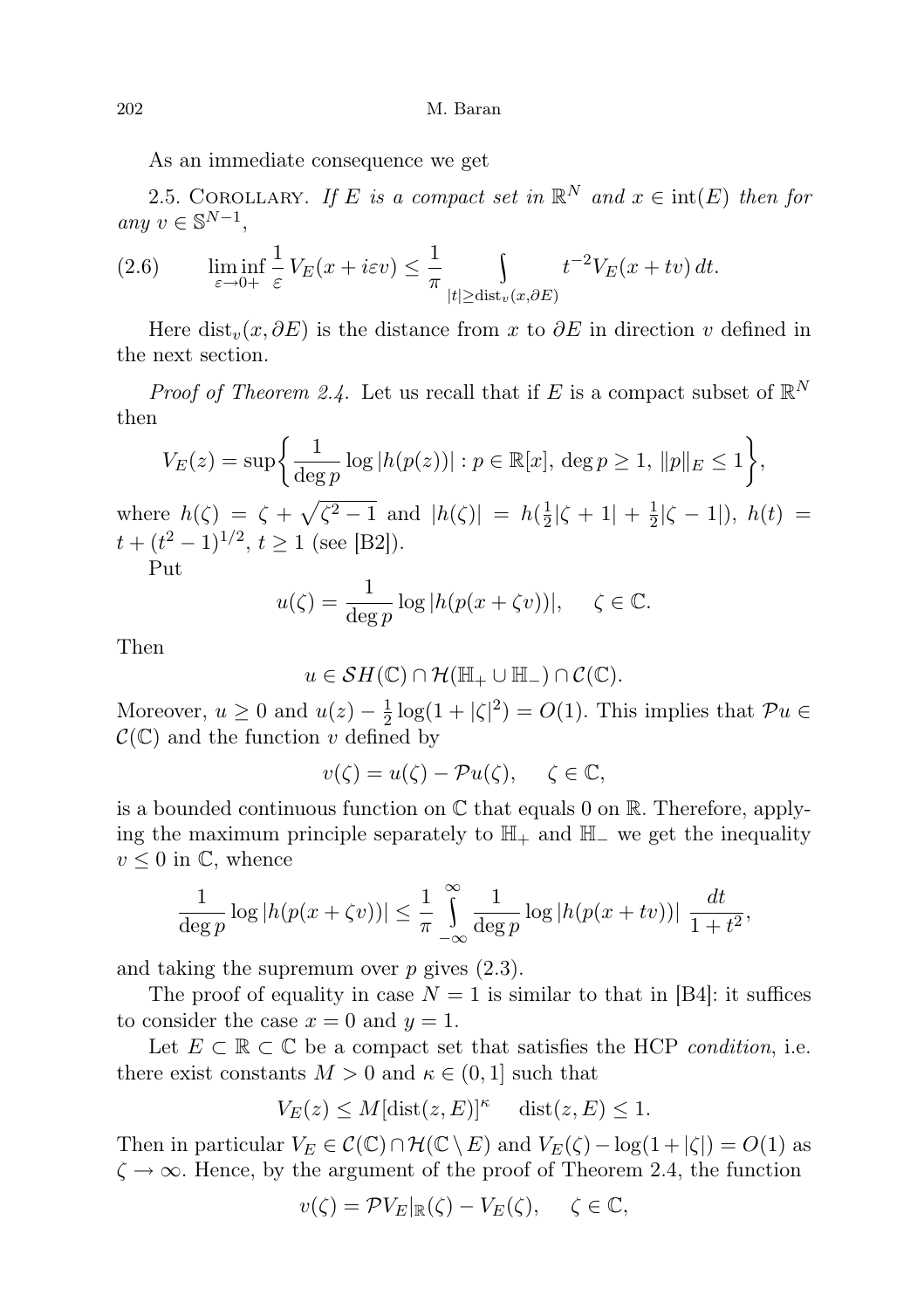As an immediate consequence we get

2.5. Corollary. *If $E$ is a compact set in $\mathbb{R}^N$ and $x \in \operatorname{int}(E)$ then for any $v \in \mathbb{S}^{N-1}$,*

$$\liminf_{\varepsilon \to 0+} \frac{1}{\varepsilon} V_E(x + i\varepsilon v) \le \frac{1}{\pi} \int\limits_{|t| \ge \operatorname{dist}_v(x, \partial E)} t^{-2} V_E(x + tv)\, dt. \tag{2.6}$$

Here $\operatorname{dist}_v(x, \partial E)$ is the distance from $x$ to $\partial E$ in direction $v$ defined in the next section.

*Proof of Theorem 2.4.* Let us recall that if $E$ is a compact subset of $\mathbb{R}^N$ then

$$V_E(z) = \sup\left\{ \frac{1}{\deg p} \log |h(p(z))| : p \in \mathbb{R}[x],\ \deg p \ge 1,\ \|p\|_E \le 1 \right\},$$

where $h(\zeta) = \zeta + \sqrt{\zeta^2 - 1}$ and $|h(\zeta)| = h(\frac{1}{2}|\zeta + 1| + \frac{1}{2}|\zeta - 1|)$, $h(t) = t + (t^2 - 1)^{1/2}$, $t \ge 1$ (see [B2]).

Put

$$u(\zeta) = \frac{1}{\deg p} \log |h(p(x + \zeta v))|, \quad \zeta \in \mathbb{C}.$$

Then

$$u \in \mathcal{SH}(\mathbb{C}) \cap \mathcal{H}(\mathbb{H}_+ \cup \mathbb{H}_-) \cap \mathcal{C}(\mathbb{C}).$$

Moreover, $u \ge 0$ and $u(z) - \frac{1}{2}\log(1 + |\zeta|^2) = O(1)$. This implies that $\mathcal{P}u \in \mathcal{C}(\mathbb{C})$ and the function $v$ defined by

$$v(\zeta) = u(\zeta) - \mathcal{P}u(\zeta), \quad \zeta \in \mathbb{C},$$

is a bounded continuous function on $\mathbb{C}$ that equals 0 on $\mathbb{R}$. Therefore, applying the maximum principle separately to $\mathbb{H}_+$ and $\mathbb{H}_-$ we get the inequality $v \le 0$ in $\mathbb{C}$, whence

$$\frac{1}{\deg p} \log |h(p(x + \zeta v))| \le \frac{1}{\pi} \int\limits_{-\infty}^{\infty} \frac{1}{\deg p} \log |h(p(x + tv))| \, \frac{dt}{1 + t^2},$$

and taking the supremum over $p$ gives (2.3).

The proof of equality in case $N = 1$ is similar to that in [B4]: it suffices to consider the case $x = 0$ and $y = 1$.

Let $E \subset \mathbb{R} \subset \mathbb{C}$ be a compact set that satisfies the HCP *condition*, i.e. there exist constants $M > 0$ and $\kappa \in (0, 1]$ such that

$$V_E(z) \le M[\operatorname{dist}(z, E)]^\kappa \quad \operatorname{dist}(z, E) \le 1.$$

Then in particular $V_E \in \mathcal{C}(\mathbb{C}) \cap \mathcal{H}(\mathbb{C} \setminus E)$ and $V_E(\zeta) - \log(1 + |\zeta|) = O(1)$ as $\zeta \to \infty$. Hence, by the argument of the proof of Theorem 2.4, the function

$$v(\zeta) = \mathcal{P}V_E|_{\mathbb{R}}(\zeta) - V_E(\zeta), \quad \zeta \in \mathbb{C},$$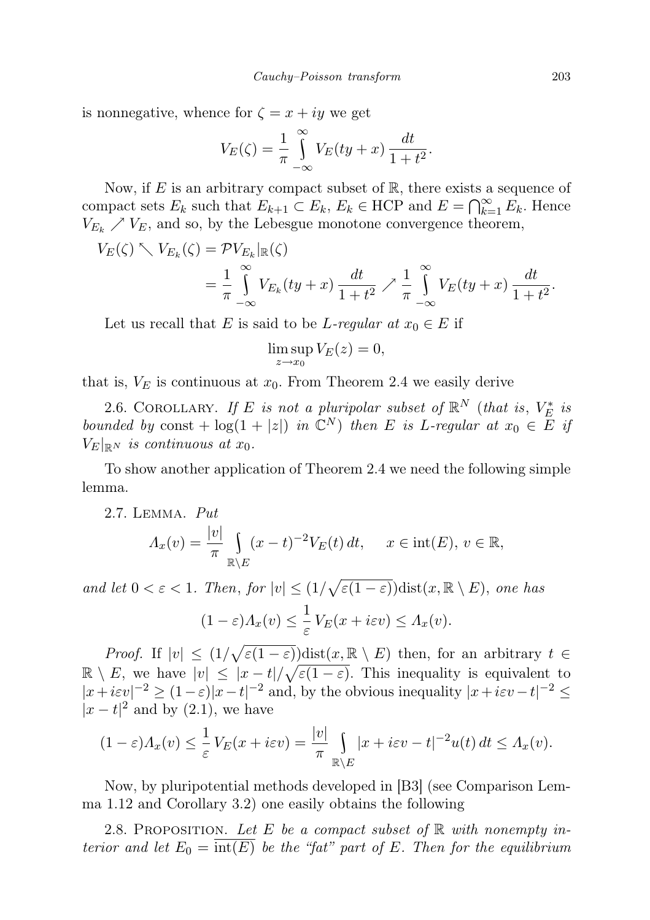is nonnegative, whence for $\zeta = x + iy$ we get

$$V_E(\zeta) = \frac{1}{\pi} \int_{-\infty}^{\infty} V_E(ty + x) \frac{dt}{1+t^2}.$$

Now, if $E$ is an arbitrary compact subset of $\mathbb{R}$, there exists a sequence of compact sets $E_k$ such that $E_{k+1} \subset E_k$, $E_k \in \mathrm{HCP}$ and $E = \bigcap_{k=1}^{\infty} E_k$. Hence $V_{E_k} \nearrow V_E$, and so, by the Lebesgue monotone convergence theorem,

$$\begin{aligned} V_E(\zeta) \nwarrow V_{E_k}(\zeta) &= \mathcal{P}V_{E_k}|_{\mathbb{R}}(\zeta) \\ &= \frac{1}{\pi} \int_{-\infty}^{\infty} V_{E_k}(ty + x) \frac{dt}{1+t^2} \nearrow \frac{1}{\pi} \int_{-\infty}^{\infty} V_E(ty + x) \frac{dt}{1+t^2}. \end{aligned}$$

Let us recall that $E$ is said to be *L-regular at* $x_0 \in E$ if

$$\limsup_{z \to x_0} V_E(z) = 0,$$

that is, $V_E$ is continuous at $x_0$. From Theorem 2.4 we easily derive

2.6. Corollary. *If $E$ is not a pluripolar subset of $\mathbb{R}^N$ (that is, $V_E^*$ is bounded by* $\mathrm{const} + \log(1 + |z|)$ *in $\mathbb{C}^N$) then $E$ is L-regular at $x_0 \in E$ if $V_E|_{\mathbb{R}^N}$ is continuous at $x_0$.*

To show another application of Theorem 2.4 we need the following simple lemma.

2.7. Lemma. *Put*

$$\Lambda_x(v) = \frac{|v|}{\pi} \int_{\mathbb{R}\setminus E} (x-t)^{-2} V_E(t)\, dt, \qquad x \in \mathrm{int}(E),\ v \in \mathbb{R},$$

*and let $0 < \varepsilon < 1$. Then, for $|v| \le (1/\sqrt{\varepsilon(1-\varepsilon)})\mathrm{dist}(x, \mathbb{R}\setminus E)$, one has*

$$(1-\varepsilon)\Lambda_x(v) \le \frac{1}{\varepsilon} V_E(x + i\varepsilon v) \le \Lambda_x(v).$$

*Proof.* If $|v| \le (1/\sqrt{\varepsilon(1-\varepsilon)})\mathrm{dist}(x, \mathbb{R}\setminus E)$ then, for an arbitrary $t \in \mathbb{R}\setminus E$, we have $|v| \le |x-t|/\sqrt{\varepsilon(1-\varepsilon)}$. This inequality is equivalent to $|x+i\varepsilon v|^{-2} \ge (1-\varepsilon)|x-t|^{-2}$ and, by the obvious inequality $|x + i\varepsilon v - t|^{-2} \le |x-t|^2$ and by (2.1), we have

$$(1-\varepsilon)\Lambda_x(v) \le \frac{1}{\varepsilon} V_E(x+i\varepsilon v) = \frac{|v|}{\pi} \int_{\mathbb{R}\setminus E} |x + i\varepsilon v - t|^{-2} u(t)\, dt \le \Lambda_x(v).$$

Now, by pluripotential methods developed in [B3] (see Comparison Lemma 1.12 and Corollary 3.2) one easily obtains the following

2.8. Proposition. *Let $E$ be a compact subset of $\mathbb{R}$ with nonempty interior and let $E_0 = \overline{\mathrm{int}(E)}$ be the "fat" part of $E$. Then for the equilibrium*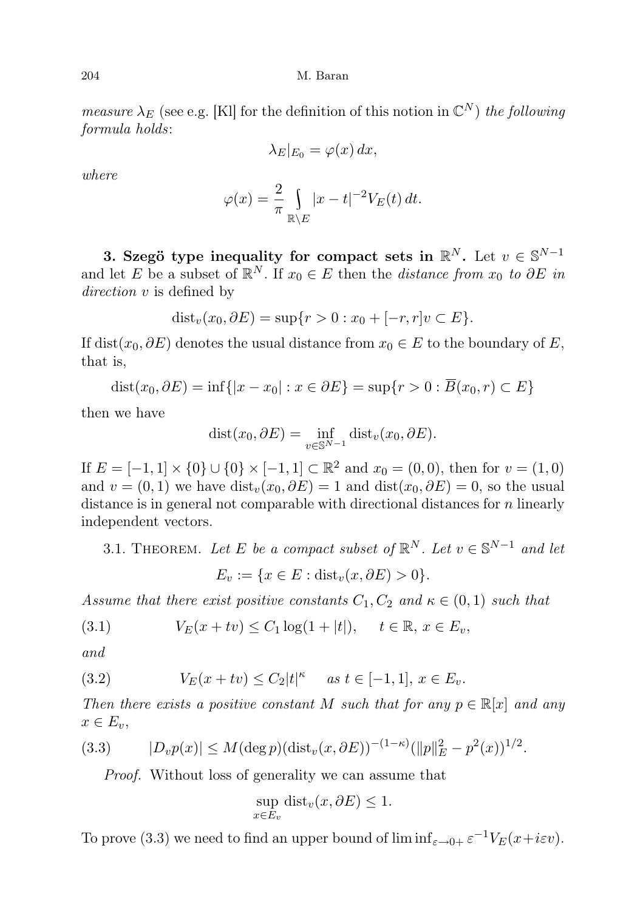*measure* $\lambda_E$ (see e.g. [Kl] for the definition of this notion in $\mathbb{C}^N$) *the following formula holds*:

$$\lambda_E|_{E_0} = \varphi(x)\,dx,$$

*where*

$$\varphi(x) = \frac{2}{\pi} \int\limits_{\mathbb{R}\setminus E} |x-t|^{-2} V_E(t)\,dt.$$

**3. Szegö type inequality for compact sets in $\mathbb{R}^N$.** Let $v \in \mathbb{S}^{N-1}$ and let $E$ be a subset of $\mathbb{R}^N$. If $x_0 \in E$ then the *distance from* $x_0$ *to* $\partial E$ *in direction* $v$ is defined by

$$\operatorname{dist}_v(x_0, \partial E) = \sup\{r > 0 : x_0 + [-r, r]v \subset E\}.$$

If $\operatorname{dist}(x_0, \partial E)$ denotes the usual distance from $x_0 \in E$ to the boundary of $E$, that is,

$$\operatorname{dist}(x_0, \partial E) = \inf\{|x - x_0| : x \in \partial E\} = \sup\{r > 0 : \overline{B}(x_0, r) \subset E\}$$

then we have

$$\operatorname{dist}(x_0, \partial E) = \inf_{v \in \mathbb{S}^{N-1}} \operatorname{dist}_v(x_0, \partial E).$$

If $E = [-1,1] \times \{0\} \cup \{0\} \times [-1,1] \subset \mathbb{R}^2$ and $x_0 = (0,0)$, then for $v = (1,0)$ and $v = (0,1)$ we have $\operatorname{dist}_v(x_0, \partial E) = 1$ and $\operatorname{dist}(x_0, \partial E) = 0$, so the usual distance is in general not comparable with directional distances for $n$ linearly independent vectors.

3.1. Theorem. *Let $E$ be a compact subset of $\mathbb{R}^N$. Let $v \in \mathbb{S}^{N-1}$ and let*

$$E_v := \{x \in E : \operatorname{dist}_v(x, \partial E) > 0\}.$$

*Assume that there exist positive constants $C_1, C_2$ and $\kappa \in (0,1)$ such that*

$$V_E(x + tv) \le C_1 \log(1 + |t|), \qquad t \in \mathbb{R},\ x \in E_v, \tag{3.1}$$

*and*

$$V_E(x + tv) \le C_2 |t|^\kappa \qquad \text{as } t \in [-1,1],\ x \in E_v. \tag{3.2}$$

*Then there exists a positive constant $M$ such that for any $p \in \mathbb{R}[x]$ and any $x \in E_v$,*

$$|D_v p(x)| \le M (\deg p) (\operatorname{dist}_v(x, \partial E))^{-(1-\kappa)} (\|p\|_E^2 - p^2(x))^{1/2}. \tag{3.3}$$

*Proof.* Without loss of generality we can assume that

$$\sup_{x \in E_v} \operatorname{dist}_v(x, \partial E) \le 1.$$

To prove (3.3) we need to find an upper bound of $\liminf_{\varepsilon \to 0+} \varepsilon^{-1} V_E(x + i\varepsilon v)$.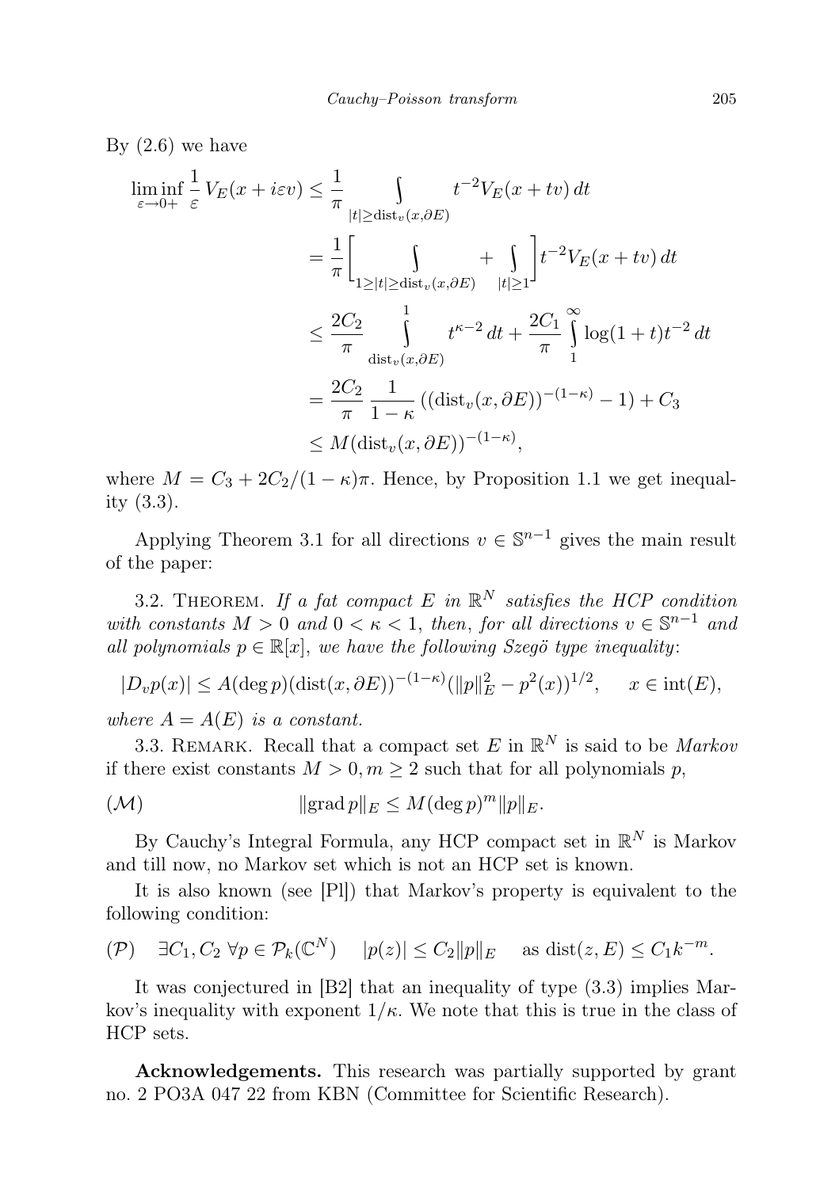By (2.6) we have

$$
\begin{aligned}
\liminf_{\varepsilon\to 0+} \frac{1}{\varepsilon} V_E(x+i\varepsilon v) &\le \frac{1}{\pi} \int\limits_{|t|\ge \operatorname{dist}_v(x,\partial E)} t^{-2} V_E(x+tv)\,dt \\
&= \frac{1}{\pi}\Bigg[\int\limits_{1\ge |t|\ge \operatorname{dist}_v(x,\partial E)} + \int\limits_{|t|\ge 1}\Bigg] t^{-2} V_E(x+tv)\,dt \\
&\le \frac{2C_2}{\pi} \int\limits_{\operatorname{dist}_v(x,\partial E)}^{1} t^{\kappa-2}\,dt + \frac{2C_1}{\pi}\int\limits_{1}^{\infty} \log(1+t)t^{-2}\,dt \\
&= \frac{2C_2}{\pi}\,\frac{1}{1-\kappa}\,((\operatorname{dist}_v(x,\partial E))^{-(1-\kappa)} - 1) + C_3 \\
&\le M(\operatorname{dist}_v(x,\partial E))^{-(1-\kappa)},
\end{aligned}
$$

where $M = C_3 + 2C_2/(1-\kappa)\pi$. Hence, by Proposition 1.1 we get inequality (3.3).

Applying Theorem 3.1 for all directions $v \in \mathbb{S}^{n-1}$ gives the main result of the paper:

3.2. THEOREM. *If a fat compact $E$ in $\mathbb{R}^N$ satisfies the HCP condition with constants $M > 0$ and $0 < \kappa < 1$, then, for all directions $v \in \mathbb{S}^{n-1}$ and all polynomials $p \in \mathbb{R}[x]$, we have the following Szegö type inequality*:

$$
|D_v p(x)| \le A(\deg p)(\operatorname{dist}(x,\partial E))^{-(1-\kappa)}(\|p\|_E^2 - p^2(x))^{1/2}, \qquad x \in \operatorname{int}(E),
$$

*where $A = A(E)$ is a constant.*

3.3. REMARK. Recall that a compact set $E$ in $\mathbb{R}^N$ is said to be *Markov* if there exist constants $M > 0, m \ge 2$ such that for all polynomials $p$,

$$
(\mathcal{M}) \qquad\qquad \|\operatorname{grad} p\|_E \le M(\deg p)^m \|p\|_E.
$$

By Cauchy's Integral Formula, any HCP compact set in $\mathbb{R}^N$ is Markov and till now, no Markov set which is not an HCP set is known.

It is also known (see [Pl]) that Markov's property is equivalent to the following condition:

$$
(\mathcal{P}) \quad \exists C_1, C_2\ \forall p \in \mathcal{P}_k(\mathbb{C}^N) \quad |p(z)| \le C_2\|p\|_E \quad \text{as } \operatorname{dist}(z,E) \le C_1 k^{-m}.
$$

It was conjectured in [B2] that an inequality of type (3.3) implies Markov's inequality with exponent $1/\kappa$. We note that this is true in the class of HCP sets.

**Acknowledgements.** This research was partially supported by grant no. 2 PO3A 047 22 from KBN (Committee for Scientific Research).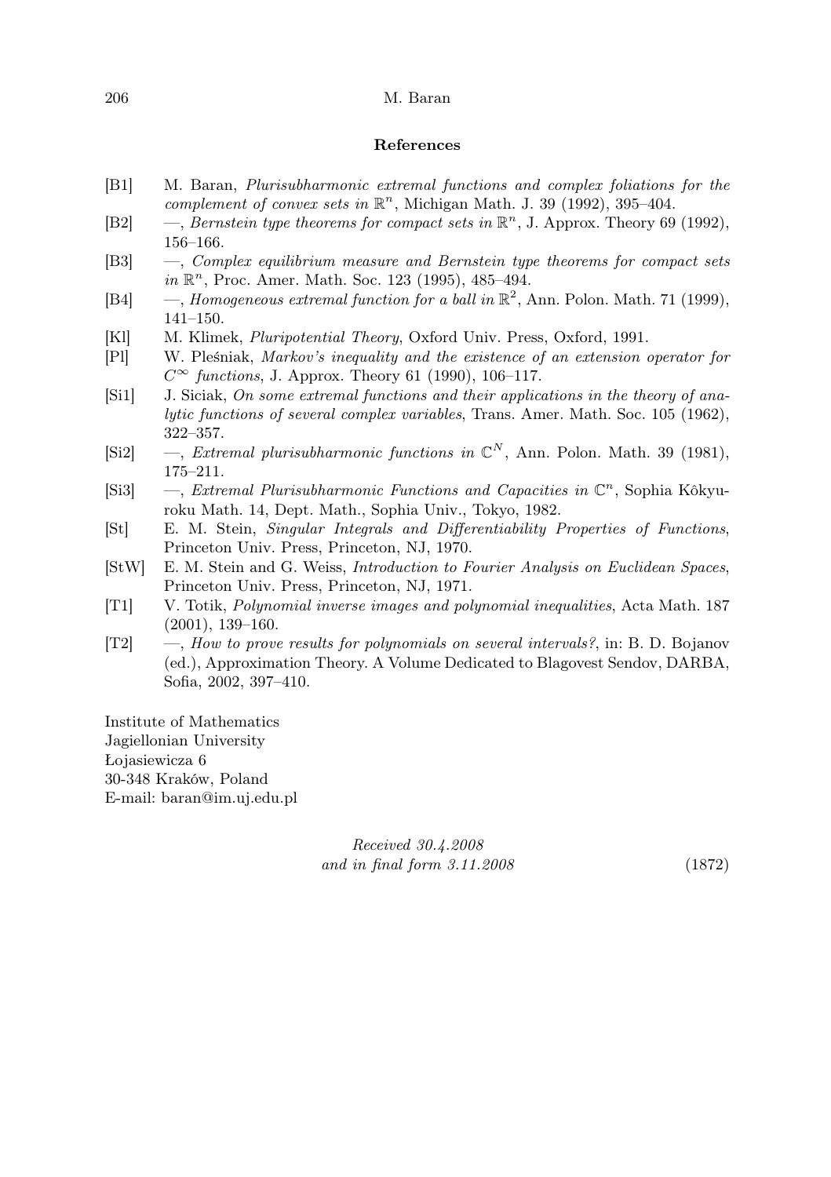## References

[B1] M. Baran, *Plurisubharmonic extremal functions and complex foliations for the complement of convex sets in* $\mathbb{R}^n$, Michigan Math. J. 39 (1992), 395–404.

[B2] —, *Bernstein type theorems for compact sets in* $\mathbb{R}^n$, J. Approx. Theory 69 (1992), 156–166.

[B3] —, *Complex equilibrium measure and Bernstein type theorems for compact sets in* $\mathbb{R}^n$, Proc. Amer. Math. Soc. 123 (1995), 485–494.

[B4] —, *Homogeneous extremal function for a ball in* $\mathbb{R}^2$, Ann. Polon. Math. 71 (1999), 141–150.

[Kl] M. Klimek, *Pluripotential Theory*, Oxford Univ. Press, Oxford, 1991.

[Pl] W. Pleśniak, *Markov's inequality and the existence of an extension operator for* $C^\infty$ *functions*, J. Approx. Theory 61 (1990), 106–117.

[Si1] J. Siciak, *On some extremal functions and their applications in the theory of analytic functions of several complex variables*, Trans. Amer. Math. Soc. 105 (1962), 322–357.

[Si2] —, *Extremal plurisubharmonic functions in* $\mathbb{C}^N$, Ann. Polon. Math. 39 (1981), 175–211.

[Si3] —, *Extremal Plurisubharmonic Functions and Capacities in* $\mathbb{C}^n$, Sophia Kôkyuroku Math. 14, Dept. Math., Sophia Univ., Tokyo, 1982.

[St] E. M. Stein, *Singular Integrals and Differentiability Properties of Functions*, Princeton Univ. Press, Princeton, NJ, 1970.

[StW] E. M. Stein and G. Weiss, *Introduction to Fourier Analysis on Euclidean Spaces*, Princeton Univ. Press, Princeton, NJ, 1971.

[T1] V. Totik, *Polynomial inverse images and polynomial inequalities*, Acta Math. 187 (2001), 139–160.

[T2] —, *How to prove results for polynomials on several intervals?*, in: B. D. Bojanov (ed.), Approximation Theory. A Volume Dedicated to Blagovest Sendov, DARBA, Sofia, 2002, 397–410.

Institute of Mathematics
Jagiellonian University
Łojasiewicza 6
30-348 Kraków, Poland
E-mail: baran@im.uj.edu.pl

*Received 30.4.2008*
*and in final form 3.11.2008* (1872)